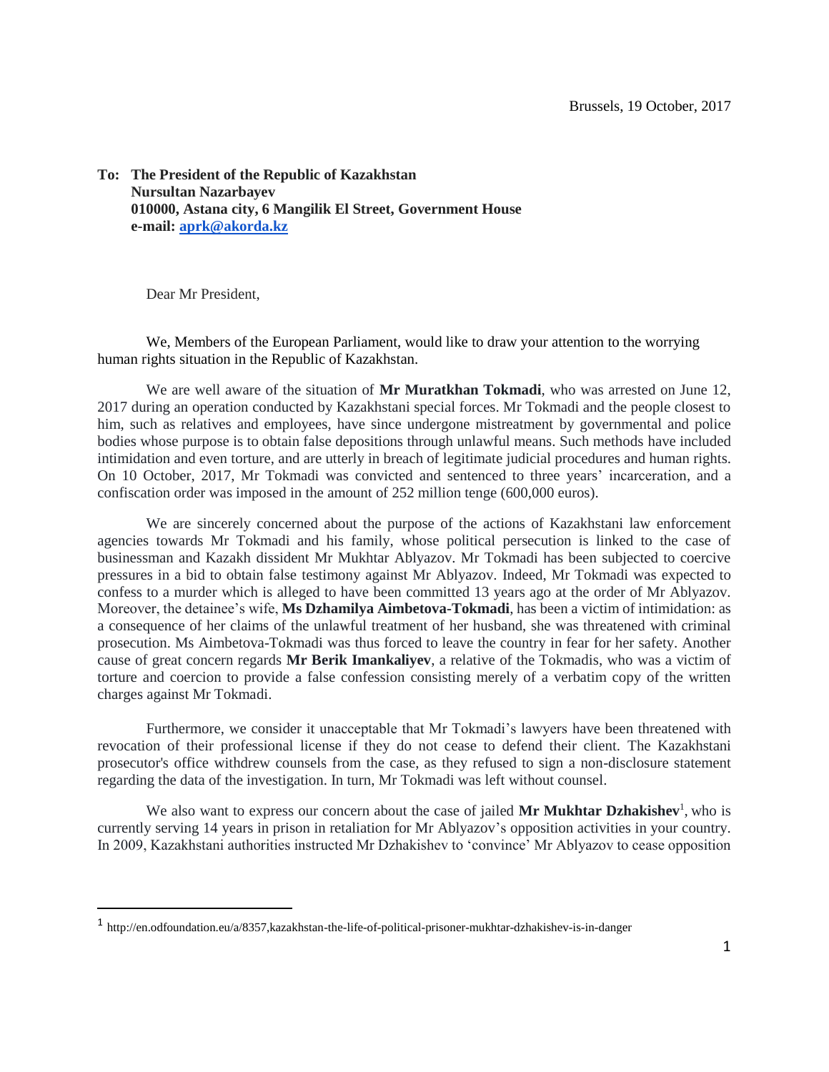Brussels, 19 October, 2017

**To: The President of the Republic of Kazakhstan**
**Nursultan Nazarbayev**
**010000, Astana city, 6 Mangilik El Street, Government House**
**e-mail: aprk@akorda.kz**

Dear Mr President,

We, Members of the European Parliament, would like to draw your attention to the worrying human rights situation in the Republic of Kazakhstan.

We are well aware of the situation of **Mr Muratkhan Tokmadi**, who was arrested on June 12, 2017 during an operation conducted by Kazakhstani special forces. Mr Tokmadi and the people closest to him, such as relatives and employees, have since undergone mistreatment by governmental and police bodies whose purpose is to obtain false depositions through unlawful means. Such methods have included intimidation and even torture, and are utterly in breach of legitimate judicial procedures and human rights. On 10 October, 2017, Mr Tokmadi was convicted and sentenced to three years' incarceration, and a confiscation order was imposed in the amount of 252 million tenge (600,000 euros).

We are sincerely concerned about the purpose of the actions of Kazakhstani law enforcement agencies towards Mr Tokmadi and his family, whose political persecution is linked to the case of businessman and Kazakh dissident Mr Mukhtar Ablyazov. Mr Tokmadi has been subjected to coercive pressures in a bid to obtain false testimony against Mr Ablyazov. Indeed, Mr Tokmadi was expected to confess to a murder which is alleged to have been committed 13 years ago at the order of Mr Ablyazov. Moreover, the detainee's wife, **Ms Dzhamilya Aimbetova-Tokmadi**, has been a victim of intimidation: as a consequence of her claims of the unlawful treatment of her husband, she was threatened with criminal prosecution. Ms Aimbetova-Tokmadi was thus forced to leave the country in fear for her safety. Another cause of great concern regards **Mr Berik Imankaliyev**, a relative of the Tokmadis, who was a victim of torture and coercion to provide a false confession consisting merely of a verbatim copy of the written charges against Mr Tokmadi.

Furthermore, we consider it unacceptable that Mr Tokmadi's lawyers have been threatened with revocation of their professional license if they do not cease to defend their client. The Kazakhstani prosecutor's office withdrew counsels from the case, as they refused to sign a non-disclosure statement regarding the data of the investigation. In turn, Mr Tokmadi was left without counsel.

We also want to express our concern about the case of jailed **Mr Mukhtar Dzhakishev**[1], who is currently serving 14 years in prison in retaliation for Mr Ablyazov's opposition activities in your country. In 2009, Kazakhstani authorities instructed Mr Dzhakishev to 'convince' Mr Ablyazov to cease opposition

[1] http://en.odfoundation.eu/a/8357,kazakhstan-the-life-of-political-prisoner-mukhtar-dzhakishev-is-in-danger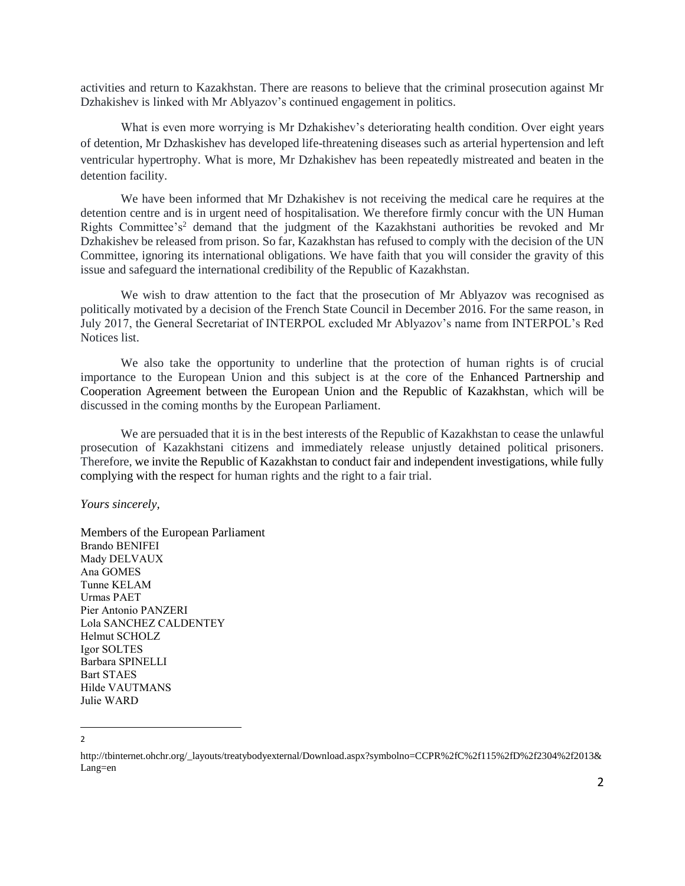activities and return to Kazakhstan. There are reasons to believe that the criminal prosecution against Mr Dzhakishev is linked with Mr Ablyazov's continued engagement in politics.

What is even more worrying is Mr Dzhakishev's deteriorating health condition. Over eight years of detention, Mr Dzhaskishev has developed life-threatening diseases such as arterial hypertension and left ventricular hypertrophy. What is more, Mr Dzhakishev has been repeatedly mistreated and beaten in the detention facility.

We have been informed that Mr Dzhakishev is not receiving the medical care he requires at the detention centre and is in urgent need of hospitalisation. We therefore firmly concur with the UN Human Rights Committee's[2] demand that the judgment of the Kazakhstani authorities be revoked and Mr Dzhakishev be released from prison. So far, Kazakhstan has refused to comply with the decision of the UN Committee, ignoring its international obligations. We have faith that you will consider the gravity of this issue and safeguard the international credibility of the Republic of Kazakhstan.

We wish to draw attention to the fact that the prosecution of Mr Ablyazov was recognised as politically motivated by a decision of the French State Council in December 2016. For the same reason, in July 2017, the General Secretariat of INTERPOL excluded Mr Ablyazov's name from INTERPOL's Red Notices list.

We also take the opportunity to underline that the protection of human rights is of crucial importance to the European Union and this subject is at the core of the Enhanced Partnership and Cooperation Agreement between the European Union and the Republic of Kazakhstan, which will be discussed in the coming months by the European Parliament.

We are persuaded that it is in the best interests of the Republic of Kazakhstan to cease the unlawful prosecution of Kazakhstani citizens and immediately release unjustly detained political prisoners. Therefore, we invite the Republic of Kazakhstan to conduct fair and independent investigations, while fully complying with the respect for human rights and the right to a fair trial.

*Yours sincerely,*

Members of the European Parliament
Brando BENIFEI
Mady DELVAUX
Ana GOMES
Tunne KELAM
Urmas PAET
Pier Antonio PANZERI
Lola SANCHEZ CALDENTEY
Helmut SCHOLZ
Igor SOLTES
Barbara SPINELLI
Bart STAES
Hilde VAUTMANS
Julie WARD

---

[2] http://tbinternet.ohchr.org/_layouts/treatybodyexternal/Download.aspx?symbolno=CCPR%2fC%2f115%2fD%2f2304%2f2013&Lang=en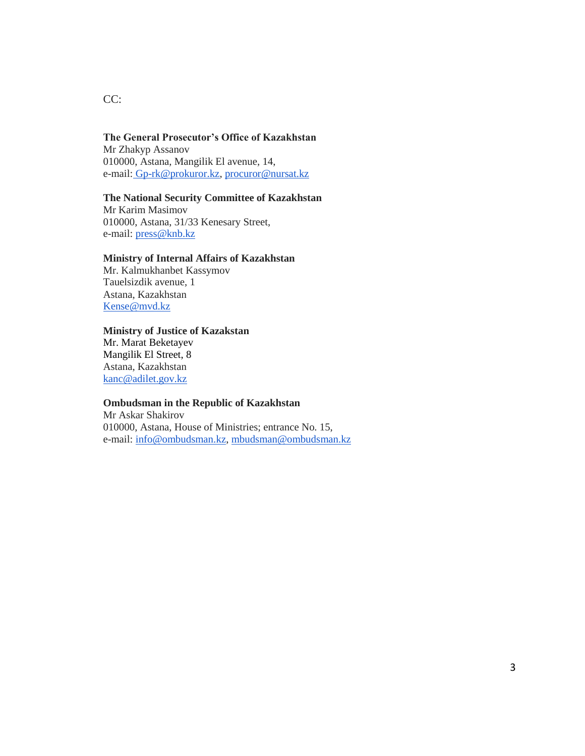CC:

**The General Prosecutor's Office of Kazakhstan**
Mr Zhakyp Assanov
010000, Astana, Mangilik El avenue, 14,
e-mail: Gp-rk@prokuror.kz, procuror@nursat.kz

**The National Security Committee of Kazakhstan**
Mr Karim Masimov
010000, Astana, 31/33 Kenesary Street,
e-mail: press@knb.kz

**Ministry of Internal Affairs of Kazakhstan**
Mr. Kalmukhanbet Kassymov
Tauelsizdik avenue, 1
Astana, Kazakhstan
Kense@mvd.kz

**Ministry of Justice of Kazakstan**
Mr. Marat Beketayev
Mangilik El Street, 8
Astana, Kazakhstan
kanc@adilet.gov.kz

**Ombudsman in the Republic of Kazakhstan**
Mr Askar Shakirov
010000, Astana, House of Ministries; entrance No. 15,
e-mail: info@ombudsman.kz, mbudsman@ombudsman.kz